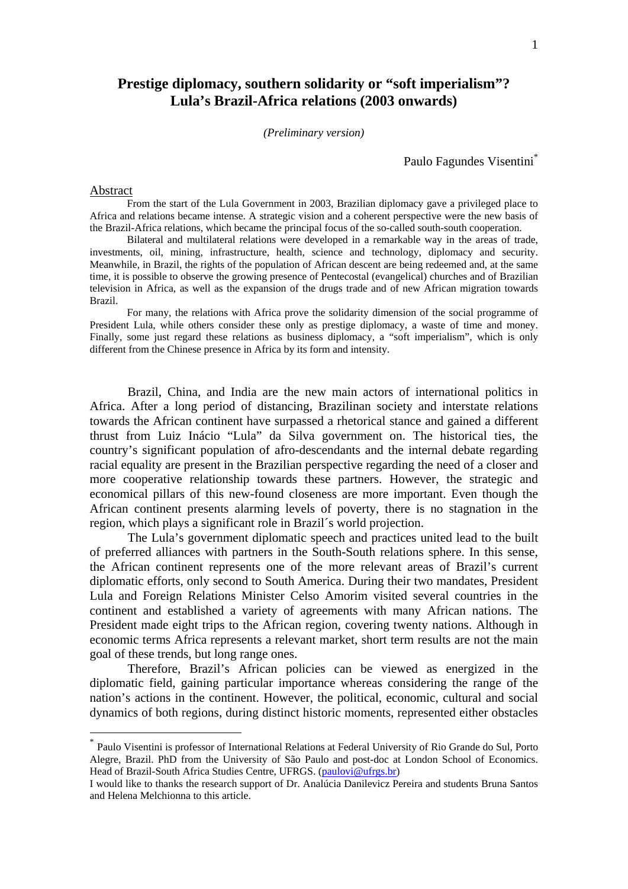# Prestige diplomacy, southern solidarity or "soft imperialism"? Lula's Brazil-Africa relations (2003 onwards)

*(Preliminary version)*

Paulo Fagundes Visentini*

## Abstract

From the start of the Lula Government in 2003, Brazilian diplomacy gave a privileged place to Africa and relations became intense. A strategic vision and a coherent perspective were the new basis of the Brazil-Africa relations, which became the principal focus of the so-called south-south cooperation.

Bilateral and multilateral relations were developed in a remarkable way in the areas of trade, investments, oil, mining, infrastructure, health, science and technology, diplomacy and security. Meanwhile, in Brazil, the rights of the population of African descent are being redeemed and, at the same time, it is possible to observe the growing presence of Pentecostal (evangelical) churches and of Brazilian television in Africa, as well as the expansion of the drugs trade and of new African migration towards Brazil.

For many, the relations with Africa prove the solidarity dimension of the social programme of President Lula, while others consider these only as prestige diplomacy, a waste of time and money. Finally, some just regard these relations as business diplomacy, a "soft imperialism", which is only different from the Chinese presence in Africa by its form and intensity.

Brazil, China, and India are the new main actors of international politics in Africa. After a long period of distancing, Brazilinan society and interstate relations towards the African continent have surpassed a rhetorical stance and gained a different thrust from Luiz Inácio "Lula" da Silva government on. The historical ties, the country's significant population of afro-descendants and the internal debate regarding racial equality are present in the Brazilian perspective regarding the need of a closer and more cooperative relationship towards these partners. However, the strategic and economical pillars of this new-found closeness are more important. Even though the African continent presents alarming levels of poverty, there is no stagnation in the region, which plays a significant role in Brazil´s world projection.

The Lula's government diplomatic speech and practices united lead to the built of preferred alliances with partners in the South-South relations sphere. In this sense, the African continent represents one of the more relevant areas of Brazil's current diplomatic efforts, only second to South America. During their two mandates, President Lula and Foreign Relations Minister Celso Amorim visited several countries in the continent and established a variety of agreements with many African nations. The President made eight trips to the African region, covering twenty nations. Although in economic terms Africa represents a relevant market, short term results are not the main goal of these trends, but long range ones.

Therefore, Brazil's African policies can be viewed as energized in the diplomatic field, gaining particular importance whereas considering the range of the nation's actions in the continent. However, the political, economic, cultural and social dynamics of both regions, during distinct historic moments, represented either obstacles

---

* Paulo Visentini is professor of International Relations at Federal University of Rio Grande do Sul, Porto Alegre, Brazil. PhD from the University of São Paulo and post-doc at London School of Economics. Head of Brazil-South Africa Studies Centre, UFRGS. (paulovi@ufrgs.br)

I would like to thanks the research support of Dr. Analúcia Danilevicz Pereira and students Bruna Santos and Helena Melchionna to this article.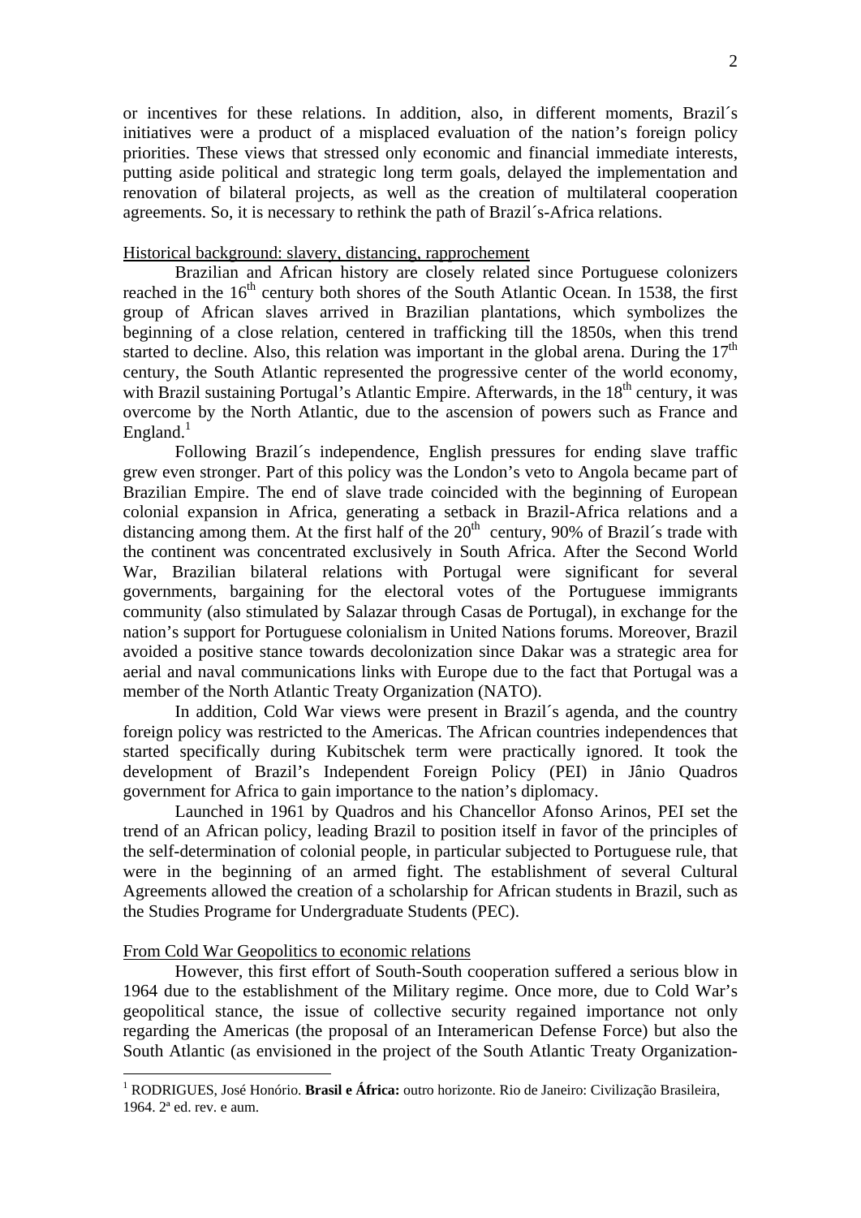or incentives for these relations. In addition, also, in different moments, Brazil´s initiatives were a product of a misplaced evaluation of the nation's foreign policy priorities. These views that stressed only economic and financial immediate interests, putting aside political and strategic long term goals, delayed the implementation and renovation of bilateral projects, as well as the creation of multilateral cooperation agreements. So, it is necessary to rethink the path of Brazil´s-Africa relations.

## Historical background: slavery, distancing, rapprochement

Brazilian and African history are closely related since Portuguese colonizers reached in the 16th century both shores of the South Atlantic Ocean. In 1538, the first group of African slaves arrived in Brazilian plantations, which symbolizes the beginning of a close relation, centered in trafficking till the 1850s, when this trend started to decline. Also, this relation was important in the global arena. During the 17th century, the South Atlantic represented the progressive center of the world economy, with Brazil sustaining Portugal's Atlantic Empire. Afterwards, in the 18th century, it was overcome by the North Atlantic, due to the ascension of powers such as France and England.[1]

Following Brazil´s independence, English pressures for ending slave traffic grew even stronger. Part of this policy was the London's veto to Angola became part of Brazilian Empire. The end of slave trade coincided with the beginning of European colonial expansion in Africa, generating a setback in Brazil-Africa relations and a distancing among them. At the first half of the 20th century, 90% of Brazil´s trade with the continent was concentrated exclusively in South Africa. After the Second World War, Brazilian bilateral relations with Portugal were significant for several governments, bargaining for the electoral votes of the Portuguese immigrants community (also stimulated by Salazar through Casas de Portugal), in exchange for the nation's support for Portuguese colonialism in United Nations forums. Moreover, Brazil avoided a positive stance towards decolonization since Dakar was a strategic area for aerial and naval communications links with Europe due to the fact that Portugal was a member of the North Atlantic Treaty Organization (NATO).

In addition, Cold War views were present in Brazil´s agenda, and the country foreign policy was restricted to the Americas. The African countries independences that started specifically during Kubitschek term were practically ignored. It took the development of Brazil's Independent Foreign Policy (PEI) in Jânio Quadros government for Africa to gain importance to the nation's diplomacy.

Launched in 1961 by Quadros and his Chancellor Afonso Arinos, PEI set the trend of an African policy, leading Brazil to position itself in favor of the principles of the self-determination of colonial people, in particular subjected to Portuguese rule, that were in the beginning of an armed fight. The establishment of several Cultural Agreements allowed the creation of a scholarship for African students in Brazil, such as the Studies Programe for Undergraduate Students (PEC).

## From Cold War Geopolitics to economic relations

However, this first effort of South-South cooperation suffered a serious blow in 1964 due to the establishment of the Military regime. Once more, due to Cold War's geopolitical stance, the issue of collective security regained importance not only regarding the Americas (the proposal of an Interamerican Defense Force) but also the South Atlantic (as envisioned in the project of the South Atlantic Treaty Organization-

---

[1] RODRIGUES, José Honório. **Brasil e África:** outro horizonte. Rio de Janeiro: Civilização Brasileira, 1964. 2ª ed. rev. e aum.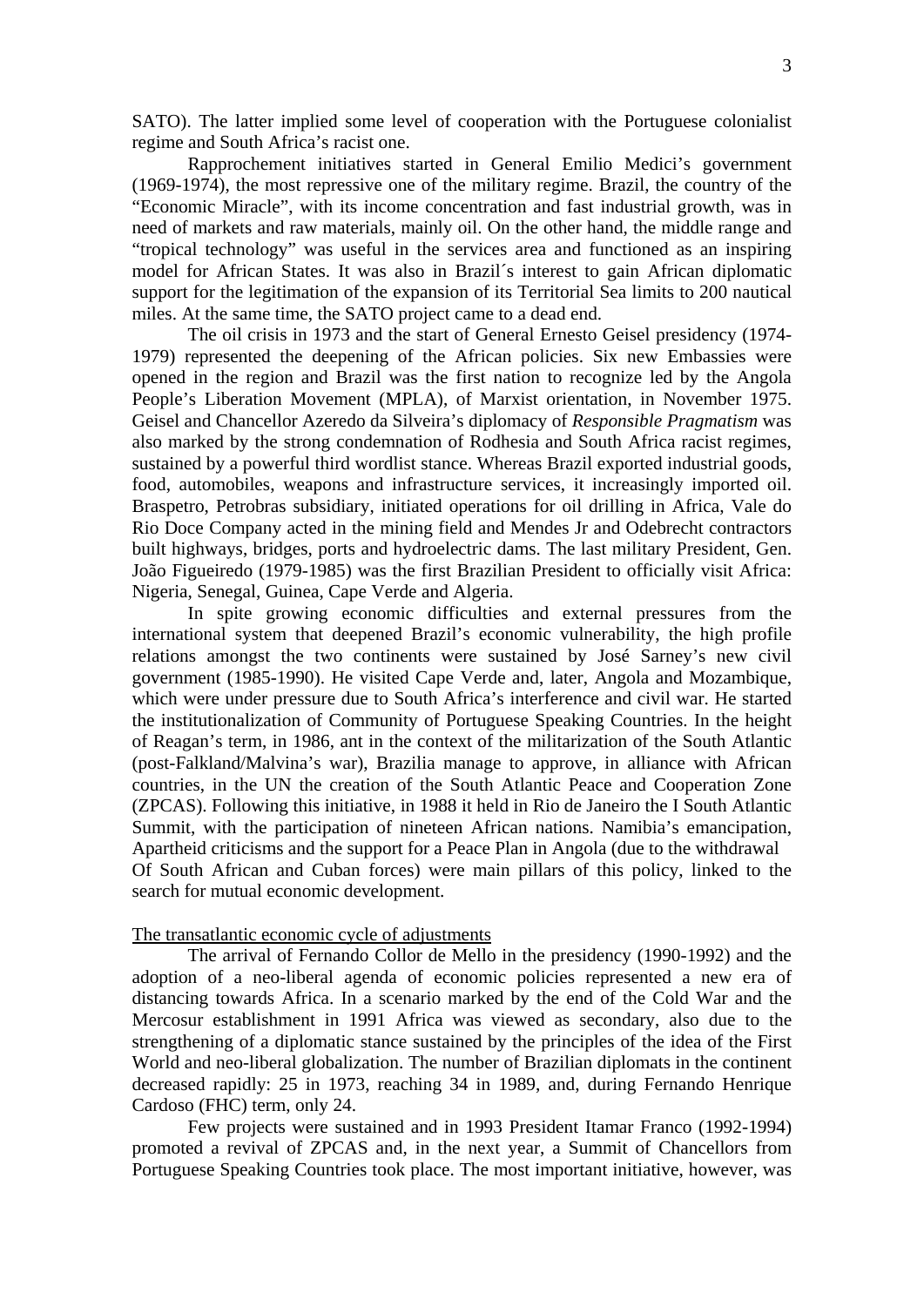SATO). The latter implied some level of cooperation with the Portuguese colonialist regime and South Africa's racist one.

Rapprochement initiatives started in General Emilio Medici's government (1969-1974), the most repressive one of the military regime. Brazil, the country of the "Economic Miracle", with its income concentration and fast industrial growth, was in need of markets and raw materials, mainly oil. On the other hand, the middle range and "tropical technology" was useful in the services area and functioned as an inspiring model for African States. It was also in Brazil´s interest to gain African diplomatic support for the legitimation of the expansion of its Territorial Sea limits to 200 nautical miles. At the same time, the SATO project came to a dead end.

The oil crisis in 1973 and the start of General Ernesto Geisel presidency (1974-1979) represented the deepening of the African policies. Six new Embassies were opened in the region and Brazil was the first nation to recognize led by the Angola People's Liberation Movement (MPLA), of Marxist orientation, in November 1975. Geisel and Chancellor Azeredo da Silveira's diplomacy of *Responsible Pragmatism* was also marked by the strong condemnation of Rodhesia and South Africa racist regimes, sustained by a powerful third wordlist stance. Whereas Brazil exported industrial goods, food, automobiles, weapons and infrastructure services, it increasingly imported oil. Braspetro, Petrobras subsidiary, initiated operations for oil drilling in Africa, Vale do Rio Doce Company acted in the mining field and Mendes Jr and Odebrecht contractors built highways, bridges, ports and hydroelectric dams. The last military President, Gen. João Figueiredo (1979-1985) was the first Brazilian President to officially visit Africa: Nigeria, Senegal, Guinea, Cape Verde and Algeria.

In spite growing economic difficulties and external pressures from the international system that deepened Brazil's economic vulnerability, the high profile relations amongst the two continents were sustained by José Sarney's new civil government (1985-1990). He visited Cape Verde and, later, Angola and Mozambique, which were under pressure due to South Africa's interference and civil war. He started the institutionalization of Community of Portuguese Speaking Countries. In the height of Reagan's term, in 1986, ant in the context of the militarization of the South Atlantic (post-Falkland/Malvina's war), Brazilia manage to approve, in alliance with African countries, in the UN the creation of the South Atlantic Peace and Cooperation Zone (ZPCAS). Following this initiative, in 1988 it held in Rio de Janeiro the I South Atlantic Summit, with the participation of nineteen African nations. Namibia's emancipation, Apartheid criticisms and the support for a Peace Plan in Angola (due to the withdrawal Of South African and Cuban forces) were main pillars of this policy, linked to the search for mutual economic development.

The transatlantic economic cycle of adjustments

The arrival of Fernando Collor de Mello in the presidency (1990-1992) and the adoption of a neo-liberal agenda of economic policies represented a new era of distancing towards Africa. In a scenario marked by the end of the Cold War and the Mercosur establishment in 1991 Africa was viewed as secondary, also due to the strengthening of a diplomatic stance sustained by the principles of the idea of the First World and neo-liberal globalization. The number of Brazilian diplomats in the continent decreased rapidly: 25 in 1973, reaching 34 in 1989, and, during Fernando Henrique Cardoso (FHC) term, only 24.

Few projects were sustained and in 1993 President Itamar Franco (1992-1994) promoted a revival of ZPCAS and, in the next year, a Summit of Chancellors from Portuguese Speaking Countries took place. The most important initiative, however, was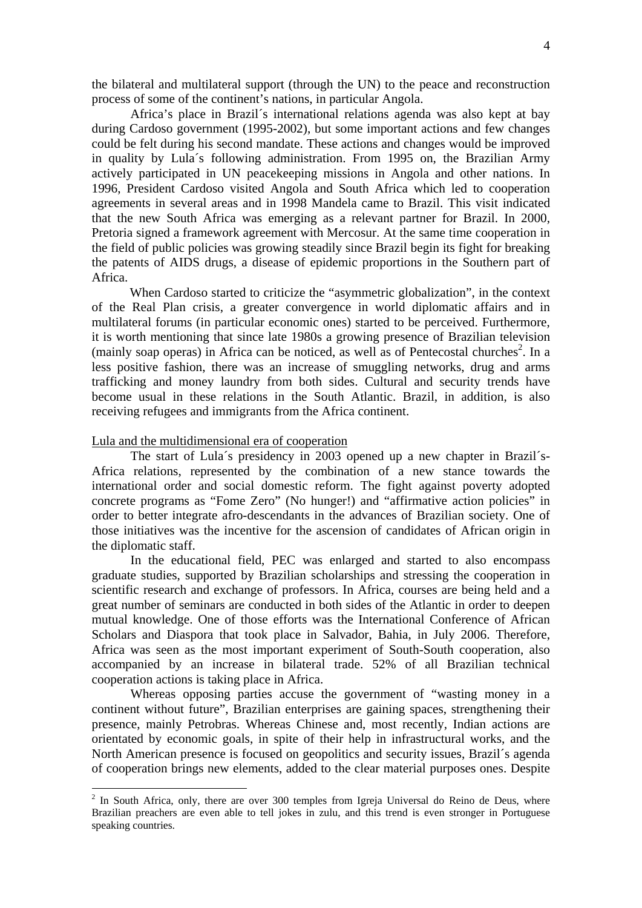the bilateral and multilateral support (through the UN) to the peace and reconstruction process of some of the continent's nations, in particular Angola.

Africa's place in Brazil´s international relations agenda was also kept at bay during Cardoso government (1995-2002), but some important actions and few changes could be felt during his second mandate. These actions and changes would be improved in quality by Lula´s following administration. From 1995 on, the Brazilian Army actively participated in UN peacekeeping missions in Angola and other nations. In 1996, President Cardoso visited Angola and South Africa which led to cooperation agreements in several areas and in 1998 Mandela came to Brazil. This visit indicated that the new South Africa was emerging as a relevant partner for Brazil. In 2000, Pretoria signed a framework agreement with Mercosur. At the same time cooperation in the field of public policies was growing steadily since Brazil begin its fight for breaking the patents of AIDS drugs, a disease of epidemic proportions in the Southern part of Africa.

When Cardoso started to criticize the "asymmetric globalization", in the context of the Real Plan crisis, a greater convergence in world diplomatic affairs and in multilateral forums (in particular economic ones) started to be perceived. Furthermore, it is worth mentioning that since late 1980s a growing presence of Brazilian television (mainly soap operas) in Africa can be noticed, as well as of Pentecostal churches[2]. In a less positive fashion, there was an increase of smuggling networks, drug and arms trafficking and money laundry from both sides. Cultural and security trends have become usual in these relations in the South Atlantic. Brazil, in addition, is also receiving refugees and immigrants from the Africa continent.

Lula and the multidimensional era of cooperation

The start of Lula´s presidency in 2003 opened up a new chapter in Brazil´s-Africa relations, represented by the combination of a new stance towards the international order and social domestic reform. The fight against poverty adopted concrete programs as "Fome Zero" (No hunger!) and "affirmative action policies" in order to better integrate afro-descendants in the advances of Brazilian society. One of those initiatives was the incentive for the ascension of candidates of African origin in the diplomatic staff.

In the educational field, PEC was enlarged and started to also encompass graduate studies, supported by Brazilian scholarships and stressing the cooperation in scientific research and exchange of professors. In Africa, courses are being held and a great number of seminars are conducted in both sides of the Atlantic in order to deepen mutual knowledge. One of those efforts was the International Conference of African Scholars and Diaspora that took place in Salvador, Bahia, in July 2006. Therefore, Africa was seen as the most important experiment of South-South cooperation, also accompanied by an increase in bilateral trade. 52% of all Brazilian technical cooperation actions is taking place in Africa.

Whereas opposing parties accuse the government of "wasting money in a continent without future", Brazilian enterprises are gaining spaces, strengthening their presence, mainly Petrobras. Whereas Chinese and, most recently, Indian actions are orientated by economic goals, in spite of their help in infrastructural works, and the North American presence is focused on geopolitics and security issues, Brazil´s agenda of cooperation brings new elements, added to the clear material purposes ones. Despite

[2] In South Africa, only, there are over 300 temples from Igreja Universal do Reino de Deus, where Brazilian preachers are even able to tell jokes in zulu, and this trend is even stronger in Portuguese speaking countries.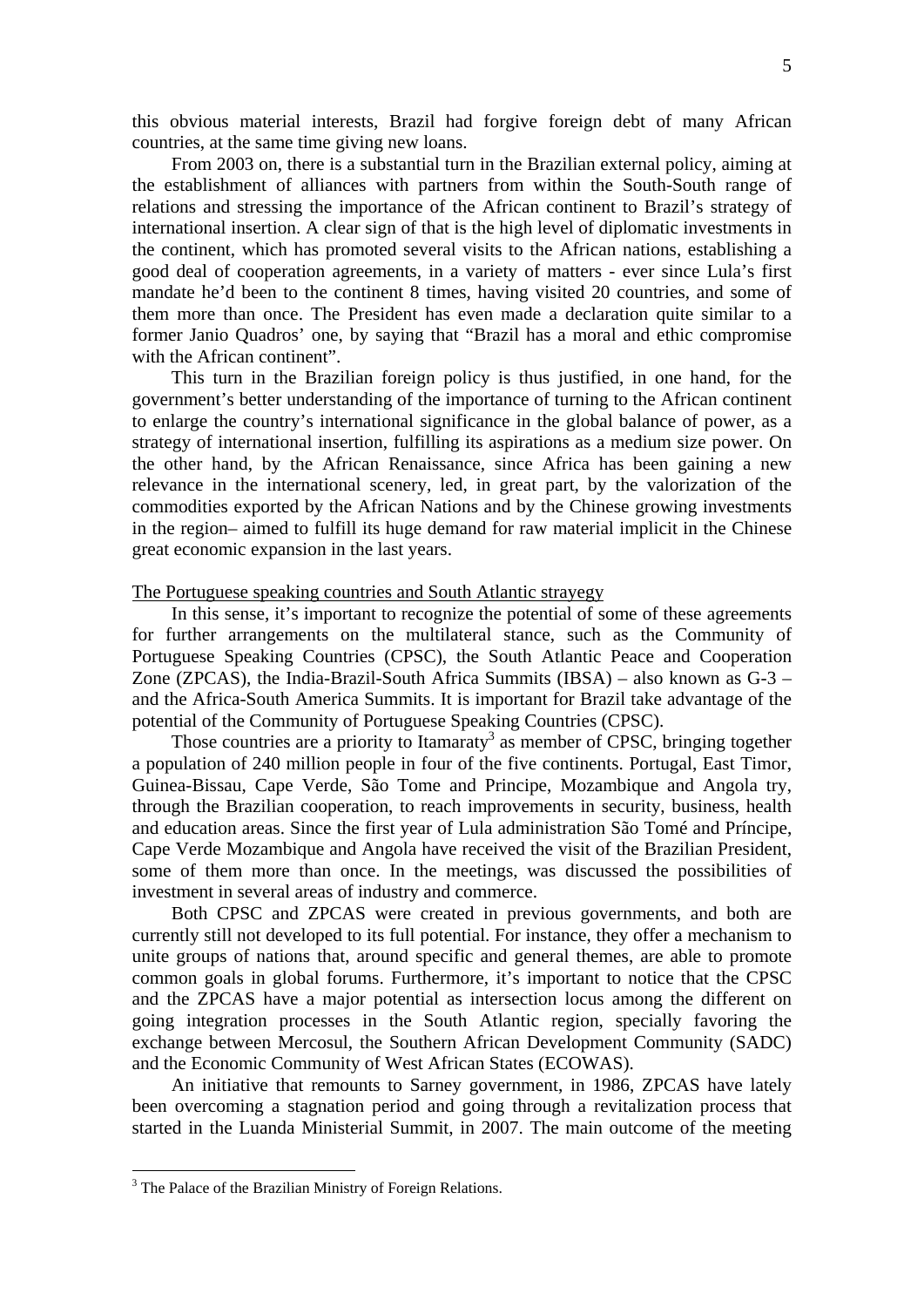this obvious material interests, Brazil had forgive foreign debt of many African countries, at the same time giving new loans.

From 2003 on, there is a substantial turn in the Brazilian external policy, aiming at the establishment of alliances with partners from within the South-South range of relations and stressing the importance of the African continent to Brazil's strategy of international insertion. A clear sign of that is the high level of diplomatic investments in the continent, which has promoted several visits to the African nations, establishing a good deal of cooperation agreements, in a variety of matters - ever since Lula's first mandate he'd been to the continent 8 times, having visited 20 countries, and some of them more than once. The President has even made a declaration quite similar to a former Janio Quadros' one, by saying that "Brazil has a moral and ethic compromise with the African continent".

This turn in the Brazilian foreign policy is thus justified, in one hand, for the government's better understanding of the importance of turning to the African continent to enlarge the country's international significance in the global balance of power, as a strategy of international insertion, fulfilling its aspirations as a medium size power. On the other hand, by the African Renaissance, since Africa has been gaining a new relevance in the international scenery, led, in great part, by the valorization of the commodities exported by the African Nations and by the Chinese growing investments in the region– aimed to fulfill its huge demand for raw material implicit in the Chinese great economic expansion in the last years.

<u>The Portuguese speaking countries and South Atlantic strayegy</u>

In this sense, it's important to recognize the potential of some of these agreements for further arrangements on the multilateral stance, such as the Community of Portuguese Speaking Countries (CPSC), the South Atlantic Peace and Cooperation Zone (ZPCAS), the India-Brazil-South Africa Summits (IBSA) – also known as G-3 – and the Africa-South America Summits. It is important for Brazil take advantage of the potential of the Community of Portuguese Speaking Countries (CPSC).

Those countries are a priority to Itamaraty[3] as member of CPSC, bringing together a population of 240 million people in four of the five continents. Portugal, East Timor, Guinea-Bissau, Cape Verde, São Tome and Principe, Mozambique and Angola try, through the Brazilian cooperation, to reach improvements in security, business, health and education areas. Since the first year of Lula administration São Tomé and Príncipe, Cape Verde Mozambique and Angola have received the visit of the Brazilian President, some of them more than once. In the meetings, was discussed the possibilities of investment in several areas of industry and commerce.

Both CPSC and ZPCAS were created in previous governments, and both are currently still not developed to its full potential. For instance, they offer a mechanism to unite groups of nations that, around specific and general themes, are able to promote common goals in global forums. Furthermore, it's important to notice that the CPSC and the ZPCAS have a major potential as intersection locus among the different on going integration processes in the South Atlantic region, specially favoring the exchange between Mercosul, the Southern African Development Community (SADC) and the Economic Community of West African States (ECOWAS).

An initiative that remounts to Sarney government, in 1986, ZPCAS have lately been overcoming a stagnation period and going through a revitalization process that started in the Luanda Ministerial Summit, in 2007. The main outcome of the meeting

[3] The Palace of the Brazilian Ministry of Foreign Relations.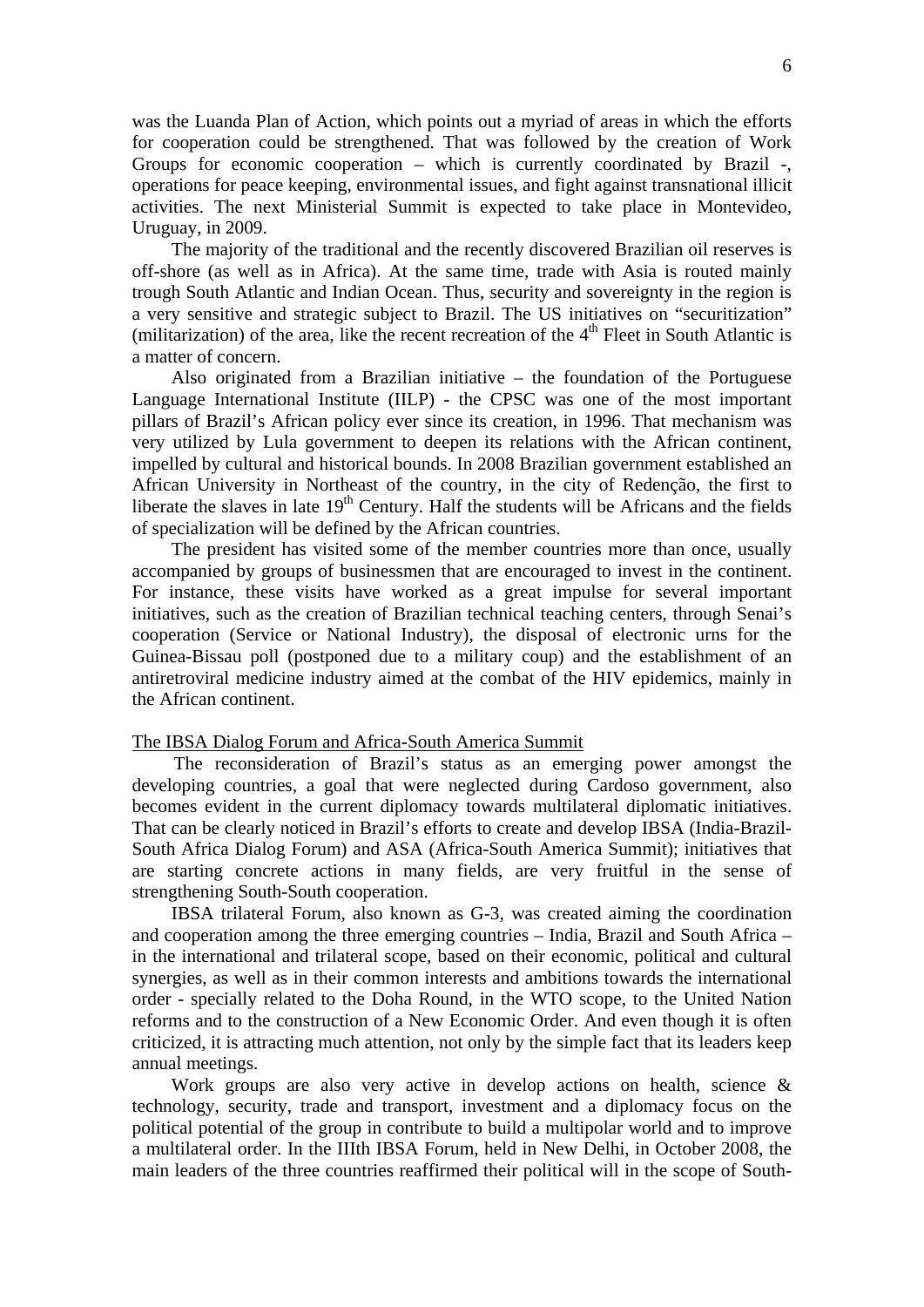was the Luanda Plan of Action, which points out a myriad of areas in which the efforts for cooperation could be strengthened. That was followed by the creation of Work Groups for economic cooperation – which is currently coordinated by Brazil -, operations for peace keeping, environmental issues, and fight against transnational illicit activities. The next Ministerial Summit is expected to take place in Montevideo, Uruguay, in 2009.

The majority of the traditional and the recently discovered Brazilian oil reserves is off-shore (as well as in Africa). At the same time, trade with Asia is routed mainly trough South Atlantic and Indian Ocean. Thus, security and sovereignty in the region is a very sensitive and strategic subject to Brazil. The US initiatives on "securitization" (militarization) of the area, like the recent recreation of the 4th Fleet in South Atlantic is a matter of concern.

Also originated from a Brazilian initiative – the foundation of the Portuguese Language International Institute (IILP) - the CPSC was one of the most important pillars of Brazil's African policy ever since its creation, in 1996. That mechanism was very utilized by Lula government to deepen its relations with the African continent, impelled by cultural and historical bounds. In 2008 Brazilian government established an African University in Northeast of the country, in the city of Redenção, the first to liberate the slaves in late 19th Century. Half the students will be Africans and the fields of specialization will be defined by the African countries.

The president has visited some of the member countries more than once, usually accompanied by groups of businessmen that are encouraged to invest in the continent. For instance, these visits have worked as a great impulse for several important initiatives, such as the creation of Brazilian technical teaching centers, through Senai's cooperation (Service or National Industry), the disposal of electronic urns for the Guinea-Bissau poll (postponed due to a military coup) and the establishment of an antiretroviral medicine industry aimed at the combat of the HIV epidemics, mainly in the African continent.

## The IBSA Dialog Forum and Africa-South America Summit

The reconsideration of Brazil's status as an emerging power amongst the developing countries, a goal that were neglected during Cardoso government, also becomes evident in the current diplomacy towards multilateral diplomatic initiatives. That can be clearly noticed in Brazil's efforts to create and develop IBSA (India-Brazil-South Africa Dialog Forum) and ASA (Africa-South America Summit); initiatives that are starting concrete actions in many fields, are very fruitful in the sense of strengthening South-South cooperation.

IBSA trilateral Forum, also known as G-3, was created aiming the coordination and cooperation among the three emerging countries – India, Brazil and South Africa – in the international and trilateral scope, based on their economic, political and cultural synergies, as well as in their common interests and ambitions towards the international order - specially related to the Doha Round, in the WTO scope, to the United Nation reforms and to the construction of a New Economic Order. And even though it is often criticized, it is attracting much attention, not only by the simple fact that its leaders keep annual meetings.

Work groups are also very active in develop actions on health, science & technology, security, trade and transport, investment and a diplomacy focus on the political potential of the group in contribute to build a multipolar world and to improve a multilateral order. In the IIIth IBSA Forum, held in New Delhi, in October 2008, the main leaders of the three countries reaffirmed their political will in the scope of South-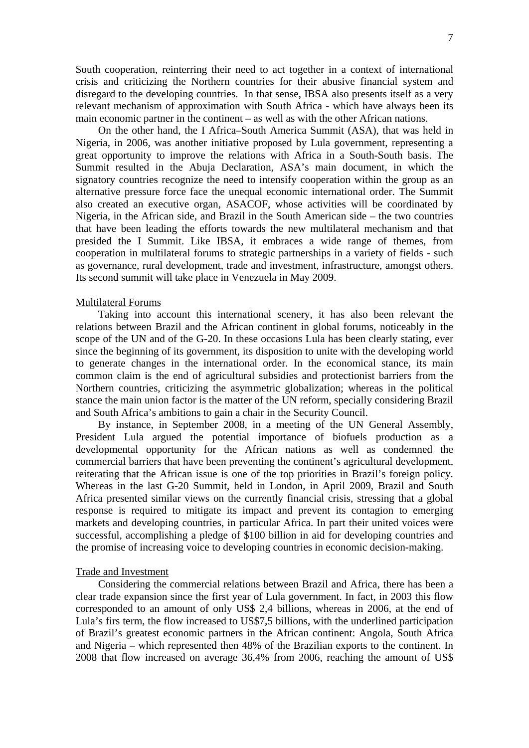South cooperation, reinterring their need to act together in a context of international crisis and criticizing the Northern countries for their abusive financial system and disregard to the developing countries. In that sense, IBSA also presents itself as a very relevant mechanism of approximation with South Africa - which have always been its main economic partner in the continent – as well as with the other African nations.

On the other hand, the I Africa–South America Summit (ASA), that was held in Nigeria, in 2006, was another initiative proposed by Lula government, representing a great opportunity to improve the relations with Africa in a South-South basis. The Summit resulted in the Abuja Declaration, ASA's main document, in which the signatory countries recognize the need to intensify cooperation within the group as an alternative pressure force face the unequal economic international order. The Summit also created an executive organ, ASACOF, whose activities will be coordinated by Nigeria, in the African side, and Brazil in the South American side – the two countries that have been leading the efforts towards the new multilateral mechanism and that presided the I Summit. Like IBSA, it embraces a wide range of themes, from cooperation in multilateral forums to strategic partnerships in a variety of fields - such as governance, rural development, trade and investment, infrastructure, amongst others. Its second summit will take place in Venezuela in May 2009.

Multilateral Forums

Taking into account this international scenery, it has also been relevant the relations between Brazil and the African continent in global forums, noticeably in the scope of the UN and of the G-20. In these occasions Lula has been clearly stating, ever since the beginning of its government, its disposition to unite with the developing world to generate changes in the international order. In the economical stance, its main common claim is the end of agricultural subsidies and protectionist barriers from the Northern countries, criticizing the asymmetric globalization; whereas in the political stance the main union factor is the matter of the UN reform, specially considering Brazil and South Africa's ambitions to gain a chair in the Security Council.

By instance, in September 2008, in a meeting of the UN General Assembly, President Lula argued the potential importance of biofuels production as a developmental opportunity for the African nations as well as condemned the commercial barriers that have been preventing the continent's agricultural development, reiterating that the African issue is one of the top priorities in Brazil's foreign policy. Whereas in the last G-20 Summit, held in London, in April 2009, Brazil and South Africa presented similar views on the currently financial crisis, stressing that a global response is required to mitigate its impact and prevent its contagion to emerging markets and developing countries, in particular Africa. In part their united voices were successful, accomplishing a pledge of $100 billion in aid for developing countries and the promise of increasing voice to developing countries in economic decision-making.

Trade and Investment

Considering the commercial relations between Brazil and Africa, there has been a clear trade expansion since the first year of Lula government. In fact, in 2003 this flow corresponded to an amount of only US$ 2,4 billions, whereas in 2006, at the end of Lula's firs term, the flow increased to US$7,5 billions, with the underlined participation of Brazil's greatest economic partners in the African continent: Angola, South Africa and Nigeria – which represented then 48% of the Brazilian exports to the continent. In 2008 that flow increased on average 36,4% from 2006, reaching the amount of US$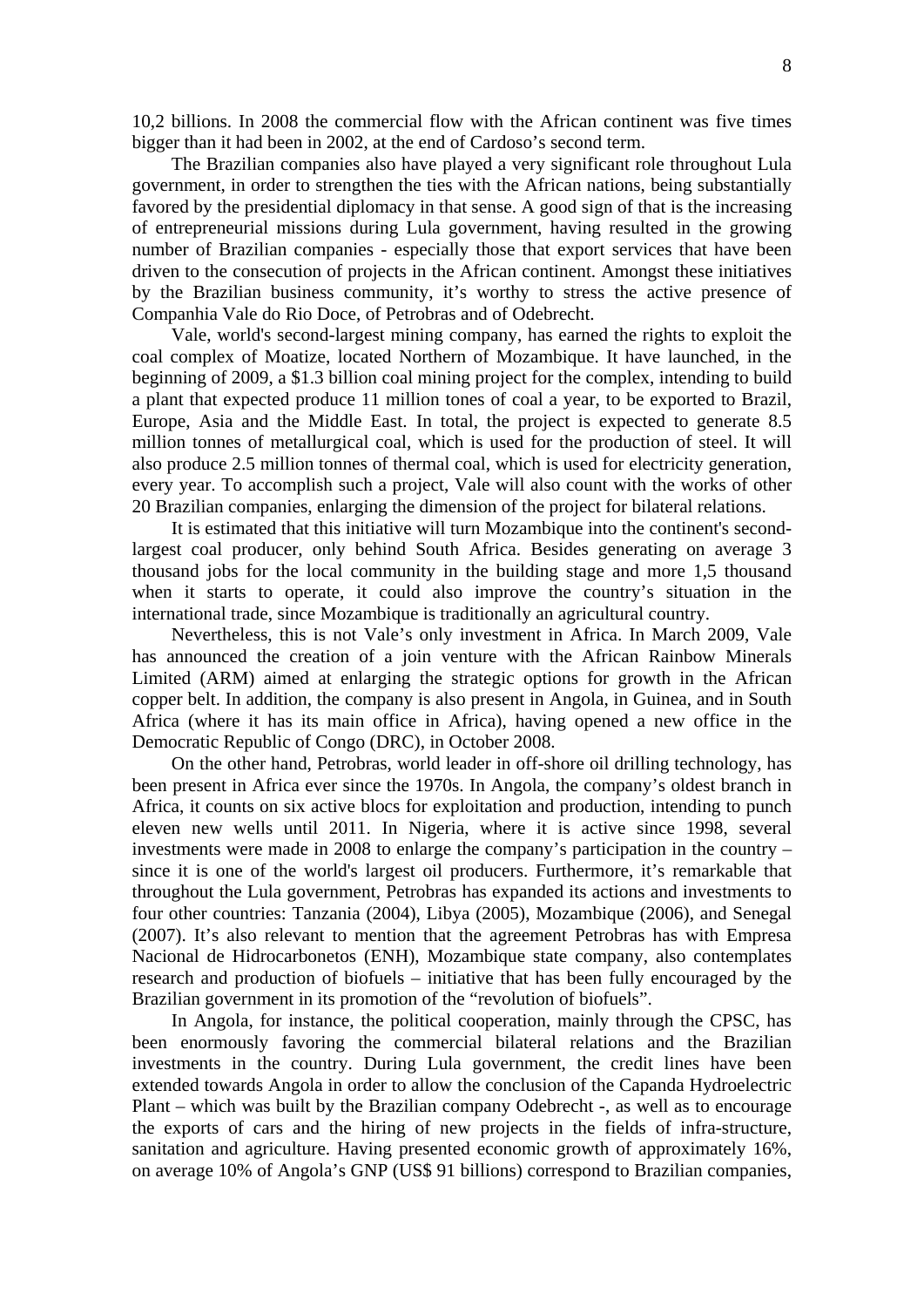10,2 billions. In 2008 the commercial flow with the African continent was five times bigger than it had been in 2002, at the end of Cardoso's second term.

The Brazilian companies also have played a very significant role throughout Lula government, in order to strengthen the ties with the African nations, being substantially favored by the presidential diplomacy in that sense. A good sign of that is the increasing of entrepreneurial missions during Lula government, having resulted in the growing number of Brazilian companies - especially those that export services that have been driven to the consecution of projects in the African continent. Amongst these initiatives by the Brazilian business community, it's worthy to stress the active presence of Companhia Vale do Rio Doce, of Petrobras and of Odebrecht.

Vale, world's second-largest mining company, has earned the rights to exploit the coal complex of Moatize, located Northern of Mozambique. It have launched, in the beginning of 2009, a $1.3 billion coal mining project for the complex, intending to build a plant that expected produce 11 million tones of coal a year, to be exported to Brazil, Europe, Asia and the Middle East. In total, the project is expected to generate 8.5 million tonnes of metallurgical coal, which is used for the production of steel. It will also produce 2.5 million tonnes of thermal coal, which is used for electricity generation, every year. To accomplish such a project, Vale will also count with the works of other 20 Brazilian companies, enlarging the dimension of the project for bilateral relations.

It is estimated that this initiative will turn Mozambique into the continent's second-largest coal producer, only behind South Africa. Besides generating on average 3 thousand jobs for the local community in the building stage and more 1,5 thousand when it starts to operate, it could also improve the country's situation in the international trade, since Mozambique is traditionally an agricultural country.

Nevertheless, this is not Vale's only investment in Africa. In March 2009, Vale has announced the creation of a join venture with the African Rainbow Minerals Limited (ARM) aimed at enlarging the strategic options for growth in the African copper belt. In addition, the company is also present in Angola, in Guinea, and in South Africa (where it has its main office in Africa), having opened a new office in the Democratic Republic of Congo (DRC), in October 2008.

On the other hand, Petrobras, world leader in off-shore oil drilling technology, has been present in Africa ever since the 1970s. In Angola, the company's oldest branch in Africa, it counts on six active blocs for exploitation and production, intending to punch eleven new wells until 2011. In Nigeria, where it is active since 1998, several investments were made in 2008 to enlarge the company's participation in the country – since it is one of the world's largest oil producers. Furthermore, it's remarkable that throughout the Lula government, Petrobras has expanded its actions and investments to four other countries: Tanzania (2004), Libya (2005), Mozambique (2006), and Senegal (2007). It's also relevant to mention that the agreement Petrobras has with Empresa Nacional de Hidrocarbonetos (ENH), Mozambique state company, also contemplates research and production of biofuels – initiative that has been fully encouraged by the Brazilian government in its promotion of the "revolution of biofuels".

In Angola, for instance, the political cooperation, mainly through the CPSC, has been enormously favoring the commercial bilateral relations and the Brazilian investments in the country. During Lula government, the credit lines have been extended towards Angola in order to allow the conclusion of the Capanda Hydroelectric Plant – which was built by the Brazilian company Odebrecht -, as well as to encourage the exports of cars and the hiring of new projects in the fields of infra-structure, sanitation and agriculture. Having presented economic growth of approximately 16%, on average 10% of Angola's GNP (US$ 91 billions) correspond to Brazilian companies,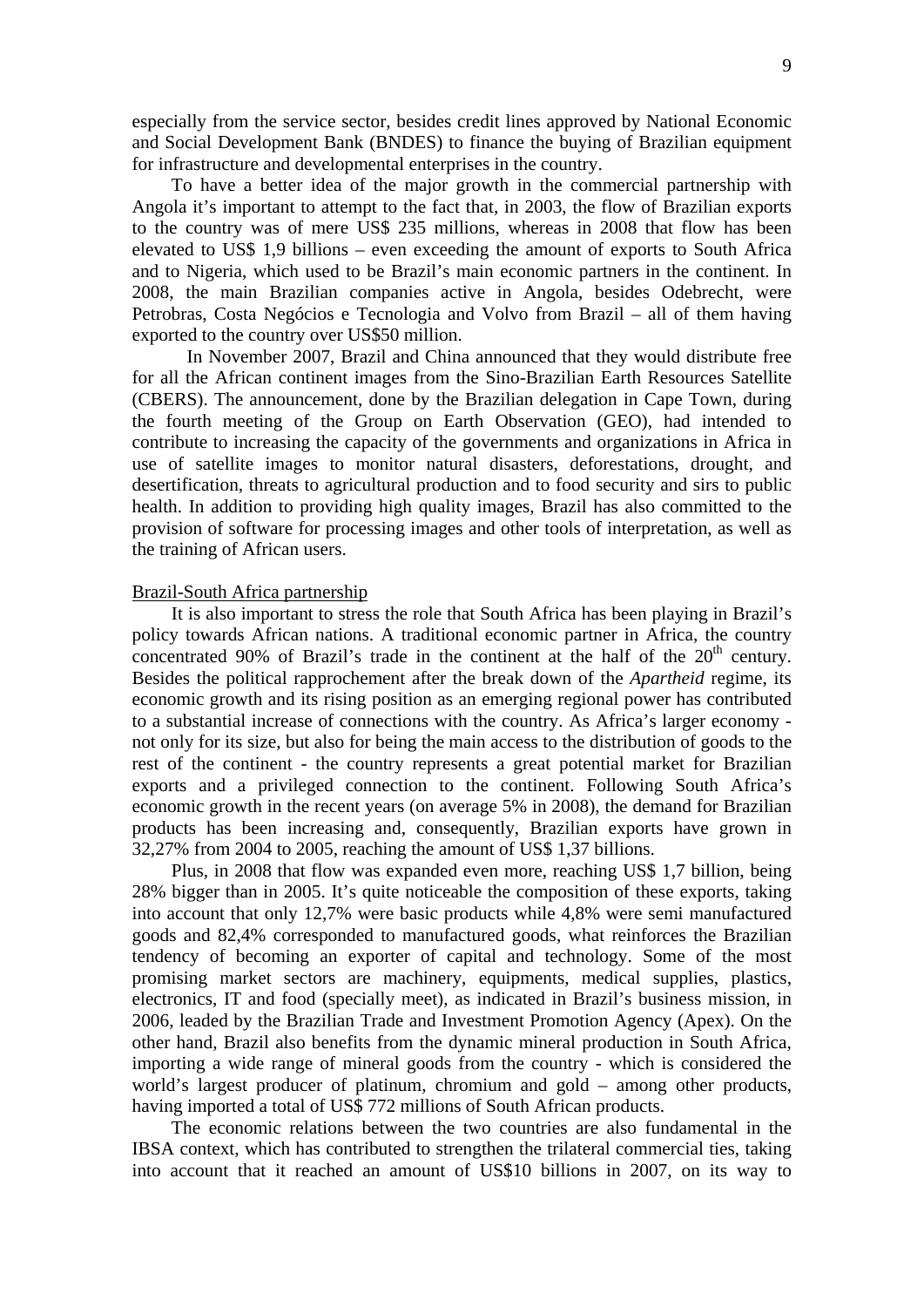especially from the service sector, besides credit lines approved by National Economic and Social Development Bank (BNDES) to finance the buying of Brazilian equipment for infrastructure and developmental enterprises in the country.

To have a better idea of the major growth in the commercial partnership with Angola it's important to attempt to the fact that, in 2003, the flow of Brazilian exports to the country was of mere US$ 235 millions, whereas in 2008 that flow has been elevated to US$ 1,9 billions – even exceeding the amount of exports to South Africa and to Nigeria, which used to be Brazil's main economic partners in the continent. In 2008, the main Brazilian companies active in Angola, besides Odebrecht, were Petrobras, Costa Negócios e Tecnologia and Volvo from Brazil – all of them having exported to the country over US$50 million.

In November 2007, Brazil and China announced that they would distribute free for all the African continent images from the Sino-Brazilian Earth Resources Satellite (CBERS). The announcement, done by the Brazilian delegation in Cape Town, during the fourth meeting of the Group on Earth Observation (GEO), had intended to contribute to increasing the capacity of the governments and organizations in Africa in use of satellite images to monitor natural disasters, deforestations, drought, and desertification, threats to agricultural production and to food security and sirs to public health. In addition to providing high quality images, Brazil has also committed to the provision of software for processing images and other tools of interpretation, as well as the training of African users.

Brazil-South Africa partnership

It is also important to stress the role that South Africa has been playing in Brazil's policy towards African nations. A traditional economic partner in Africa, the country concentrated 90% of Brazil's trade in the continent at the half of the 20th century. Besides the political rapprochement after the break down of the *Apartheid* regime, its economic growth and its rising position as an emerging regional power has contributed to a substantial increase of connections with the country. As Africa's larger economy - not only for its size, but also for being the main access to the distribution of goods to the rest of the continent - the country represents a great potential market for Brazilian exports and a privileged connection to the continent. Following South Africa's economic growth in the recent years (on average 5% in 2008), the demand for Brazilian products has been increasing and, consequently, Brazilian exports have grown in 32,27% from 2004 to 2005, reaching the amount of US$ 1,37 billions.

Plus, in 2008 that flow was expanded even more, reaching US$ 1,7 billion, being 28% bigger than in 2005. It's quite noticeable the composition of these exports, taking into account that only 12,7% were basic products while 4,8% were semi manufactured goods and 82,4% corresponded to manufactured goods, what reinforces the Brazilian tendency of becoming an exporter of capital and technology. Some of the most promising market sectors are machinery, equipments, medical supplies, plastics, electronics, IT and food (specially meet), as indicated in Brazil's business mission, in 2006, leaded by the Brazilian Trade and Investment Promotion Agency (Apex). On the other hand, Brazil also benefits from the dynamic mineral production in South Africa, importing a wide range of mineral goods from the country - which is considered the world's largest producer of platinum, chromium and gold – among other products, having imported a total of US$ 772 millions of South African products.

The economic relations between the two countries are also fundamental in the IBSA context, which has contributed to strengthen the trilateral commercial ties, taking into account that it reached an amount of US$10 billions in 2007, on its way to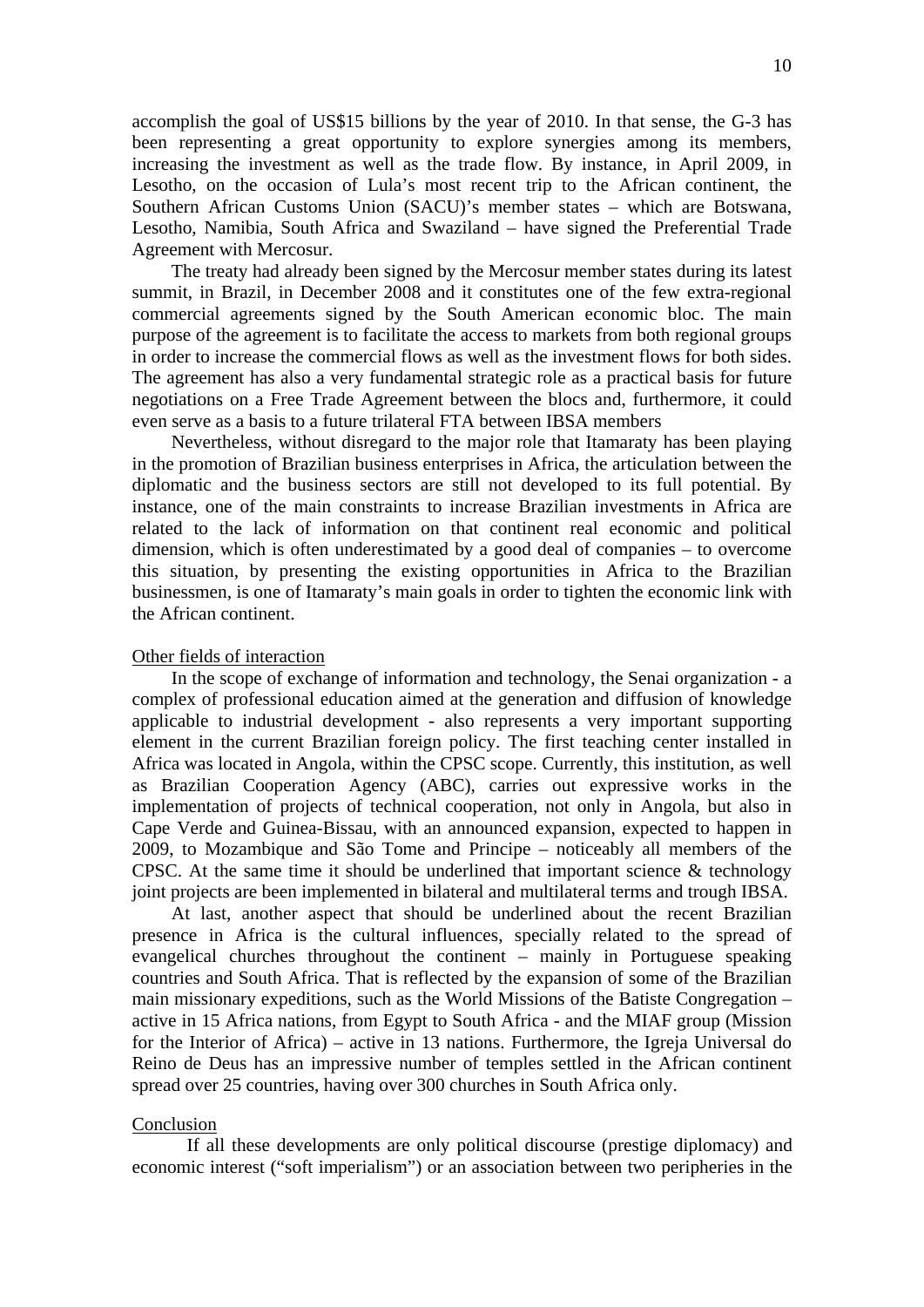accomplish the goal of US$15 billions by the year of 2010. In that sense, the G-3 has been representing a great opportunity to explore synergies among its members, increasing the investment as well as the trade flow. By instance, in April 2009, in Lesotho, on the occasion of Lula's most recent trip to the African continent, the Southern African Customs Union (SACU)'s member states – which are Botswana, Lesotho, Namibia, South Africa and Swaziland – have signed the Preferential Trade Agreement with Mercosur.

The treaty had already been signed by the Mercosur member states during its latest summit, in Brazil, in December 2008 and it constitutes one of the few extra-regional commercial agreements signed by the South American economic bloc. The main purpose of the agreement is to facilitate the access to markets from both regional groups in order to increase the commercial flows as well as the investment flows for both sides. The agreement has also a very fundamental strategic role as a practical basis for future negotiations on a Free Trade Agreement between the blocs and, furthermore, it could even serve as a basis to a future trilateral FTA between IBSA members

Nevertheless, without disregard to the major role that Itamaraty has been playing in the promotion of Brazilian business enterprises in Africa, the articulation between the diplomatic and the business sectors are still not developed to its full potential. By instance, one of the main constraints to increase Brazilian investments in Africa are related to the lack of information on that continent real economic and political dimension, which is often underestimated by a good deal of companies – to overcome this situation, by presenting the existing opportunities in Africa to the Brazilian businessmen, is one of Itamaraty's main goals in order to tighten the economic link with the African continent.

## Other fields of interaction

In the scope of exchange of information and technology, the Senai organization - a complex of professional education aimed at the generation and diffusion of knowledge applicable to industrial development - also represents a very important supporting element in the current Brazilian foreign policy. The first teaching center installed in Africa was located in Angola, within the CPSC scope. Currently, this institution, as well as Brazilian Cooperation Agency (ABC), carries out expressive works in the implementation of projects of technical cooperation, not only in Angola, but also in Cape Verde and Guinea-Bissau, with an announced expansion, expected to happen in 2009, to Mozambique and São Tome and Principe – noticeably all members of the CPSC. At the same time it should be underlined that important science & technology joint projects are been implemented in bilateral and multilateral terms and trough IBSA.

At last, another aspect that should be underlined about the recent Brazilian presence in Africa is the cultural influences, specially related to the spread of evangelical churches throughout the continent – mainly in Portuguese speaking countries and South Africa. That is reflected by the expansion of some of the Brazilian main missionary expeditions, such as the World Missions of the Batiste Congregation – active in 15 Africa nations, from Egypt to South Africa - and the MIAF group (Mission for the Interior of Africa) – active in 13 nations. Furthermore, the Igreja Universal do Reino de Deus has an impressive number of temples settled in the African continent spread over 25 countries, having over 300 churches in South Africa only.

## Conclusion

If all these developments are only political discourse (prestige diplomacy) and economic interest ("soft imperialism") or an association between two peripheries in the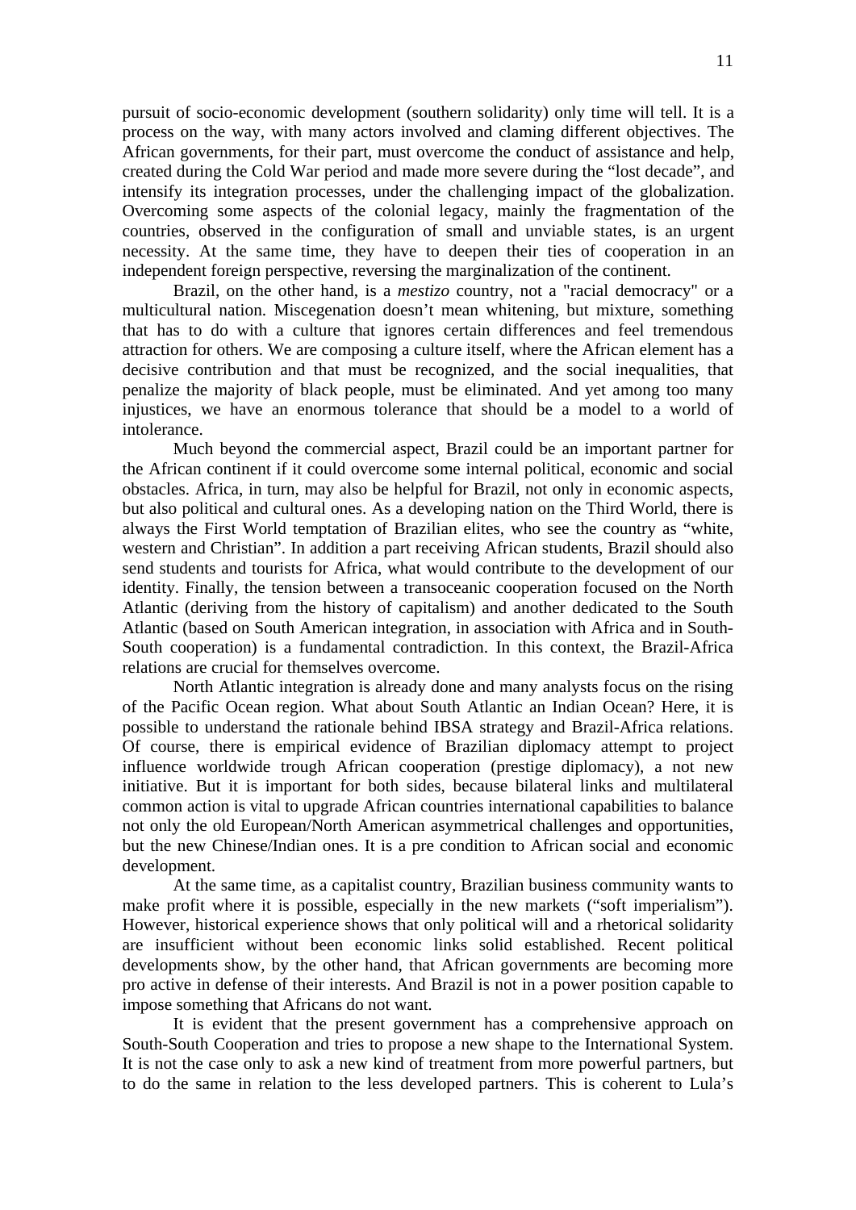pursuit of socio-economic development (southern solidarity) only time will tell. It is a process on the way, with many actors involved and claming different objectives. The African governments, for their part, must overcome the conduct of assistance and help, created during the Cold War period and made more severe during the "lost decade", and intensify its integration processes, under the challenging impact of the globalization. Overcoming some aspects of the colonial legacy, mainly the fragmentation of the countries, observed in the configuration of small and unviable states, is an urgent necessity. At the same time, they have to deepen their ties of cooperation in an independent foreign perspective, reversing the marginalization of the continent.

Brazil, on the other hand, is a *mestizo* country, not a "racial democracy" or a multicultural nation. Miscegenation doesn't mean whitening, but mixture, something that has to do with a culture that ignores certain differences and feel tremendous attraction for others. We are composing a culture itself, where the African element has a decisive contribution and that must be recognized, and the social inequalities, that penalize the majority of black people, must be eliminated. And yet among too many injustices, we have an enormous tolerance that should be a model to a world of intolerance.

Much beyond the commercial aspect, Brazil could be an important partner for the African continent if it could overcome some internal political, economic and social obstacles. Africa, in turn, may also be helpful for Brazil, not only in economic aspects, but also political and cultural ones. As a developing nation on the Third World, there is always the First World temptation of Brazilian elites, who see the country as "white, western and Christian". In addition a part receiving African students, Brazil should also send students and tourists for Africa, what would contribute to the development of our identity. Finally, the tension between a transoceanic cooperation focused on the North Atlantic (deriving from the history of capitalism) and another dedicated to the South Atlantic (based on South American integration, in association with Africa and in South-South cooperation) is a fundamental contradiction. In this context, the Brazil-Africa relations are crucial for themselves overcome.

North Atlantic integration is already done and many analysts focus on the rising of the Pacific Ocean region. What about South Atlantic an Indian Ocean? Here, it is possible to understand the rationale behind IBSA strategy and Brazil-Africa relations. Of course, there is empirical evidence of Brazilian diplomacy attempt to project influence worldwide trough African cooperation (prestige diplomacy), a not new initiative. But it is important for both sides, because bilateral links and multilateral common action is vital to upgrade African countries international capabilities to balance not only the old European/North American asymmetrical challenges and opportunities, but the new Chinese/Indian ones. It is a pre condition to African social and economic development.

At the same time, as a capitalist country, Brazilian business community wants to make profit where it is possible, especially in the new markets ("soft imperialism"). However, historical experience shows that only political will and a rhetorical solidarity are insufficient without been economic links solid established. Recent political developments show, by the other hand, that African governments are becoming more pro active in defense of their interests. And Brazil is not in a power position capable to impose something that Africans do not want.

It is evident that the present government has a comprehensive approach on South-South Cooperation and tries to propose a new shape to the International System. It is not the case only to ask a new kind of treatment from more powerful partners, but to do the same in relation to the less developed partners. This is coherent to Lula's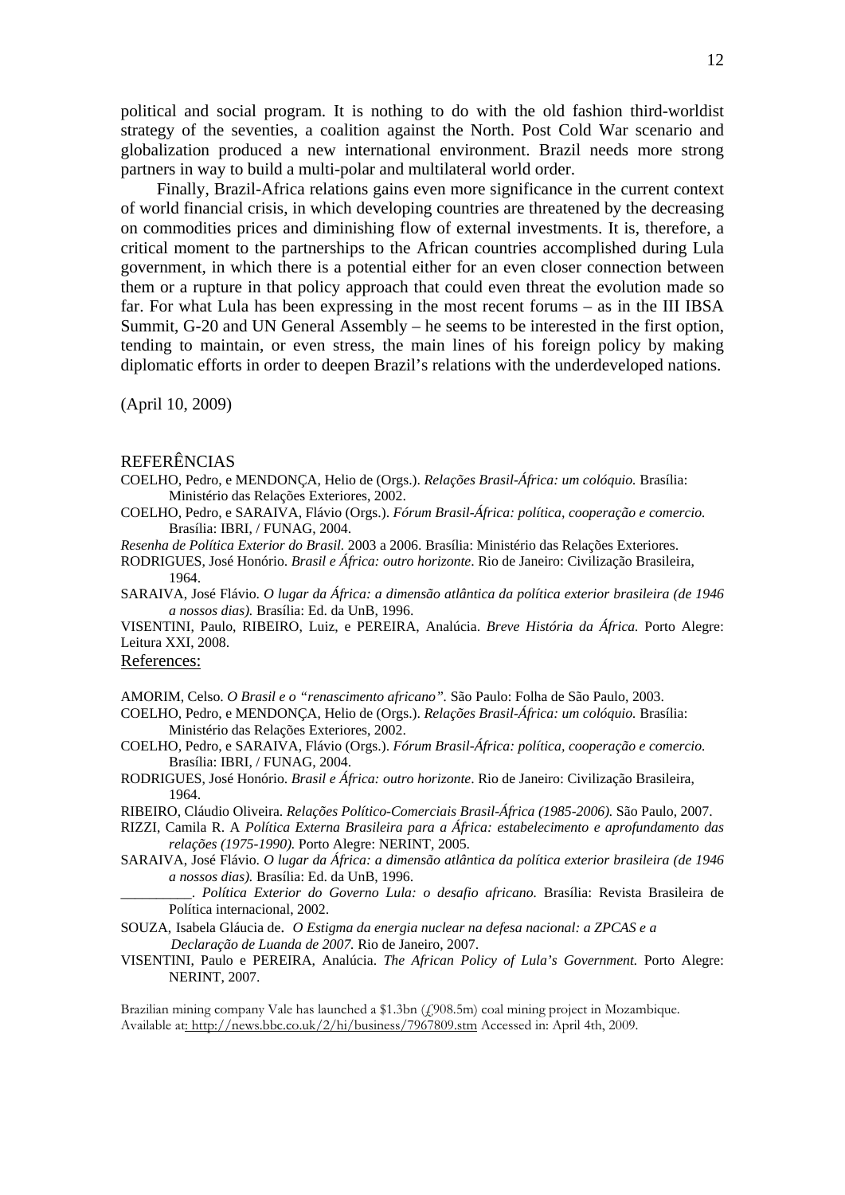political and social program. It is nothing to do with the old fashion third-worldist strategy of the seventies, a coalition against the North. Post Cold War scenario and globalization produced a new international environment. Brazil needs more strong partners in way to build a multi-polar and multilateral world order.

Finally, Brazil-Africa relations gains even more significance in the current context of world financial crisis, in which developing countries are threatened by the decreasing on commodities prices and diminishing flow of external investments. It is, therefore, a critical moment to the partnerships to the African countries accomplished during Lula government, in which there is a potential either for an even closer connection between them or a rupture in that policy approach that could even threat the evolution made so far. For what Lula has been expressing in the most recent forums – as in the III IBSA Summit, G-20 and UN General Assembly – he seems to be interested in the first option, tending to maintain, or even stress, the main lines of his foreign policy by making diplomatic efforts in order to deepen Brazil's relations with the underdeveloped nations.

(April 10, 2009)

## REFERÊNCIAS

COELHO, Pedro, e MENDONÇA, Helio de (Orgs.). *Relações Brasil-África: um colóquio.* Brasília: Ministério das Relações Exteriores, 2002.

COELHO, Pedro, e SARAIVA, Flávio (Orgs.). *Fórum Brasil-África: política, cooperação e comercio.* Brasília: IBRI, / FUNAG, 2004.

*Resenha de Política Exterior do Brasil.* 2003 a 2006. Brasília: Ministério das Relações Exteriores.

RODRIGUES, José Honório. *Brasil e África: outro horizonte*. Rio de Janeiro: Civilização Brasileira, 1964.

SARAIVA, José Flávio. *O lugar da África: a dimensão atlântica da política exterior brasileira (de 1946 a nossos dias).* Brasília: Ed. da UnB, 1996.

VISENTINI, Paulo, RIBEIRO, Luiz, e PEREIRA, Analúcia. *Breve História da África.* Porto Alegre: Leitura XXI, 2008.

## References:

AMORIM, Celso. *O Brasil e o "renascimento africano".* São Paulo: Folha de São Paulo, 2003.

COELHO, Pedro, e MENDONÇA, Helio de (Orgs.). *Relações Brasil-África: um colóquio.* Brasília: Ministério das Relações Exteriores, 2002.

COELHO, Pedro, e SARAIVA, Flávio (Orgs.). *Fórum Brasil-África: política, cooperação e comercio.* Brasília: IBRI, / FUNAG, 2004.

RODRIGUES, José Honório. *Brasil e África: outro horizonte*. Rio de Janeiro: Civilização Brasileira, 1964.

RIBEIRO, Cláudio Oliveira. *Relações Político-Comerciais Brasil-África (1985-2006).* São Paulo, 2007.

RIZZI, Camila R. A *Política Externa Brasileira para a África: estabelecimento e aprofundamento das relações (1975-1990).* Porto Alegre: NERINT, 2005.

SARAIVA, José Flávio. *O lugar da África: a dimensão atlântica da política exterior brasileira (de 1946 a nossos dias).* Brasília: Ed. da UnB, 1996.

__________. *Política Exterior do Governo Lula: o desafio africano.* Brasília: Revista Brasileira de Política internacional, 2002.

SOUZA, Isabela Gláucia de. *O Estigma da energia nuclear na defesa nacional: a ZPCAS e a Declaração de Luanda de 2007.* Rio de Janeiro, 2007.

VISENTINI, Paulo e PEREIRA, Analúcia. *The African Policy of Lula's Government.* Porto Alegre: NERINT, 2007.

Brazilian mining company Vale has launched a $1.3bn (£908.5m) coal mining project in Mozambique. Available at: http://news.bbc.co.uk/2/hi/business/7967809.stm Accessed in: April 4th, 2009.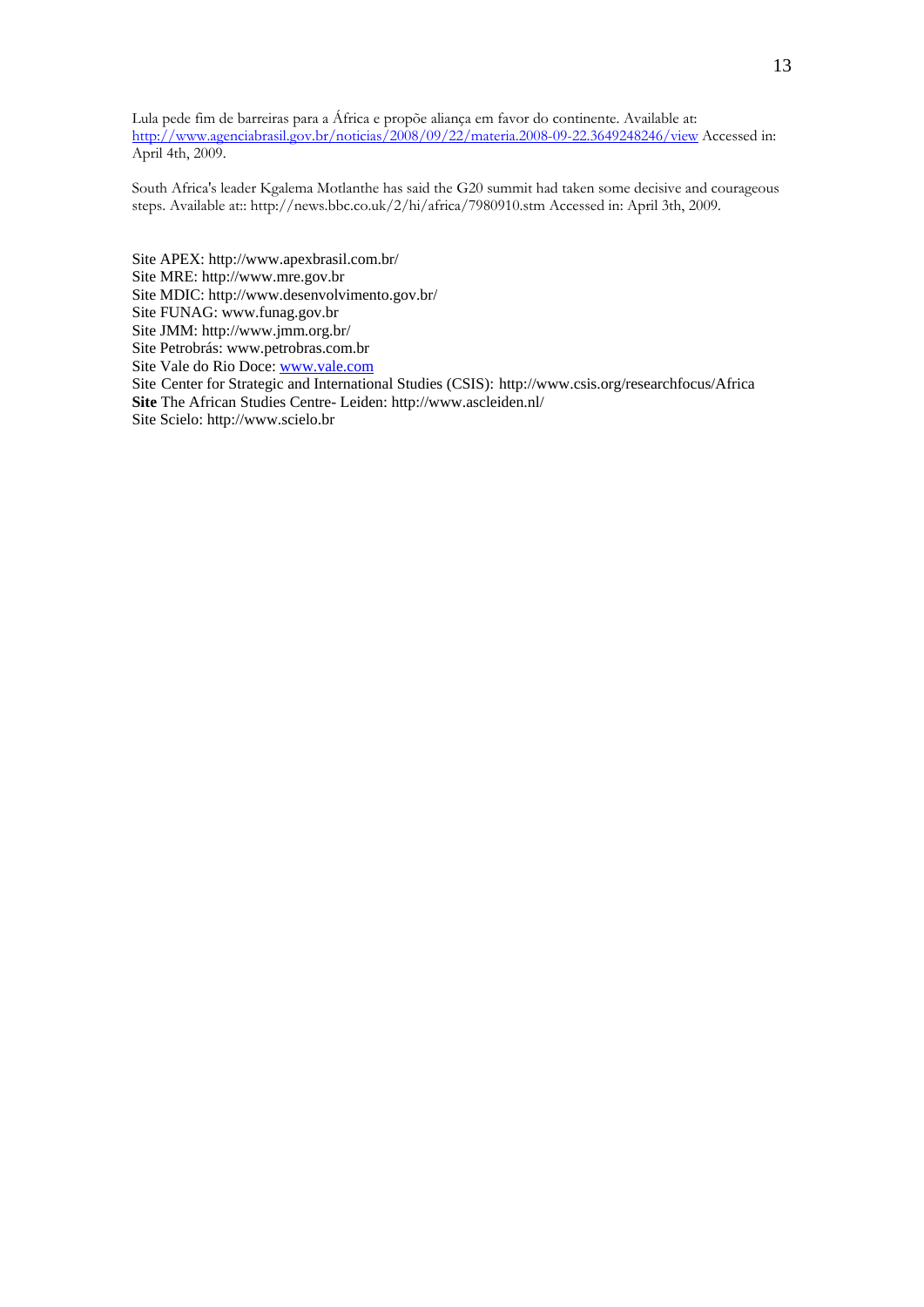Lula pede fim de barreiras para a África e propõe aliança em favor do continente. Available at: http://www.agenciabrasil.gov.br/noticias/2008/09/22/materia.2008-09-22.3649248246/view Accessed in: April 4th, 2009.

South Africa's leader Kgalema Motlanthe has said the G20 summit had taken some decisive and courageous steps. Available at:: http://news.bbc.co.uk/2/hi/africa/7980910.stm Accessed in: April 3th, 2009.

Site APEX: http://www.apexbrasil.com.br/  
Site MRE: http://www.mre.gov.br  
Site MDIC: http://www.desenvolvimento.gov.br/  
Site FUNAG: www.funag.gov.br  
Site JMM: http://www.jmm.org.br/  
Site Petrobrás: www.petrobras.com.br  
Site Vale do Rio Doce: www.vale.com  
Site Center for Strategic and International Studies (CSIS): http://www.csis.org/researchfocus/Africa  
**Site** The African Studies Centre- Leiden: http://www.ascleiden.nl/  
Site Scielo: http://www.scielo.br